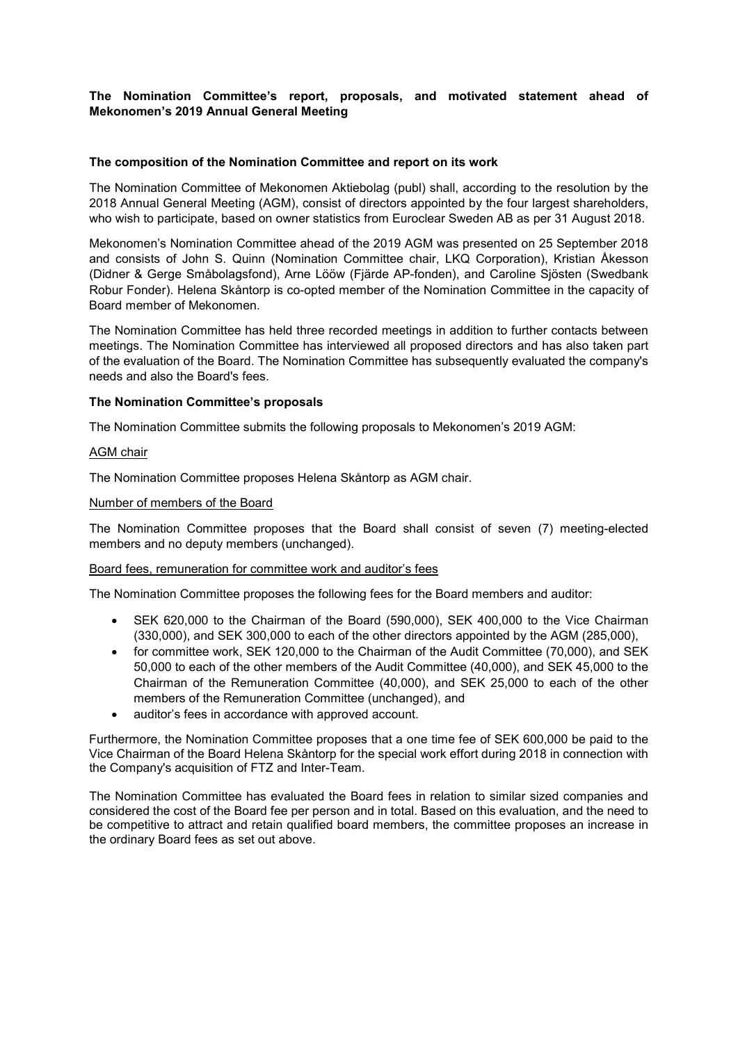**The Nomination Committee's report, proposals, and motivated statement ahead of Mekonomen's 2019 Annual General Meeting**

**The composition of the Nomination Committee and report on its work**

The Nomination Committee of Mekonomen Aktiebolag (publ) shall, according to the resolution by the 2018 Annual General Meeting (AGM), consist of directors appointed by the four largest shareholders, who wish to participate, based on owner statistics from Euroclear Sweden AB as per 31 August 2018.

Mekonomen's Nomination Committee ahead of the 2019 AGM was presented on 25 September 2018 and consists of John S. Quinn (Nomination Committee chair, LKQ Corporation), Kristian Åkesson (Didner & Gerge Småbolagsfond), Arne Lööw (Fjärde AP-fonden), and Caroline Sjösten (Swedbank Robur Fonder). Helena Skåntorp is co-opted member of the Nomination Committee in the capacity of Board member of Mekonomen.

The Nomination Committee has held three recorded meetings in addition to further contacts between meetings. The Nomination Committee has interviewed all proposed directors and has also taken part of the evaluation of the Board. The Nomination Committee has subsequently evaluated the company's needs and also the Board's fees.

**The Nomination Committee's proposals**

The Nomination Committee submits the following proposals to Mekonomen's 2019 AGM:

AGM chair

The Nomination Committee proposes Helena Skåntorp as AGM chair.

Number of members of the Board

The Nomination Committee proposes that the Board shall consist of seven (7) meeting-elected members and no deputy members (unchanged).

Board fees, remuneration for committee work and auditor's fees

The Nomination Committee proposes the following fees for the Board members and auditor:

- SEK 620,000 to the Chairman of the Board (590,000), SEK 400,000 to the Vice Chairman (330,000), and SEK 300,000 to each of the other directors appointed by the AGM (285,000),
- for committee work, SEK 120,000 to the Chairman of the Audit Committee (70,000), and SEK 50,000 to each of the other members of the Audit Committee (40,000), and SEK 45,000 to the Chairman of the Remuneration Committee (40,000), and SEK 25,000 to each of the other members of the Remuneration Committee (unchanged), and
- auditor's fees in accordance with approved account.

Furthermore, the Nomination Committee proposes that a one time fee of SEK 600,000 be paid to the Vice Chairman of the Board Helena Skåntorp for the special work effort during 2018 in connection with the Company's acquisition of FTZ and Inter-Team.

The Nomination Committee has evaluated the Board fees in relation to similar sized companies and considered the cost of the Board fee per person and in total. Based on this evaluation, and the need to be competitive to attract and retain qualified board members, the committee proposes an increase in the ordinary Board fees as set out above.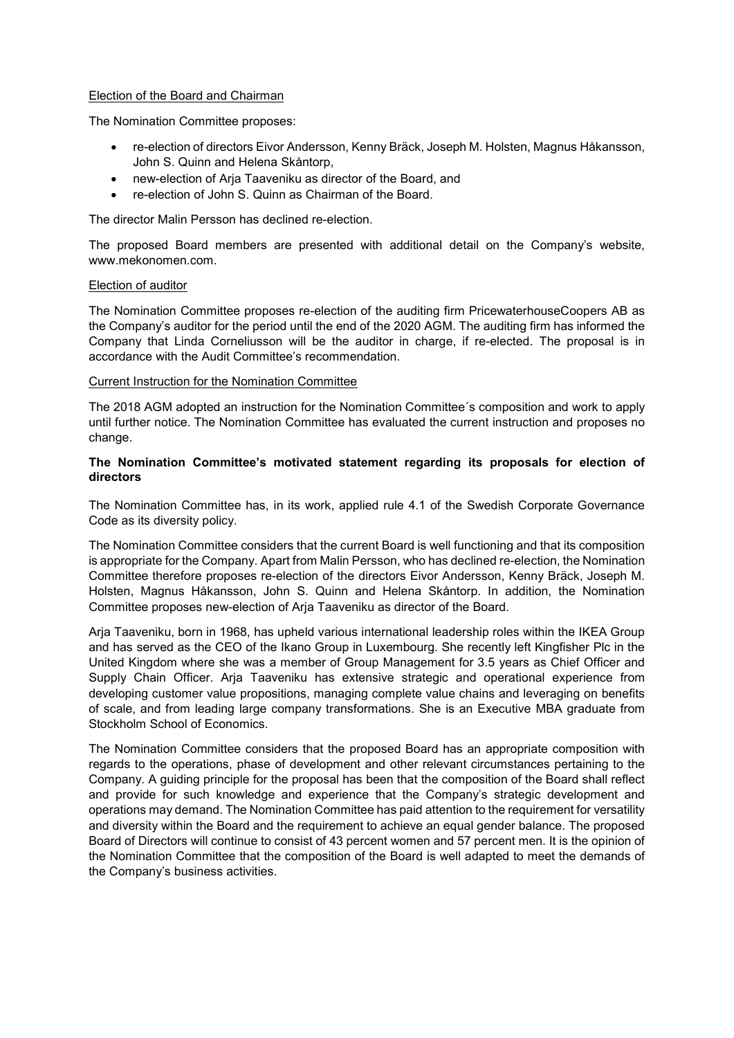Election of the Board and Chairman

The Nomination Committee proposes:

- re-election of directors Eivor Andersson, Kenny Bräck, Joseph M. Holsten, Magnus Håkansson, John S. Quinn and Helena Skåntorp,
- new-election of Arja Taaveniku as director of the Board, and
- re-election of John S. Quinn as Chairman of the Board.

The director Malin Persson has declined re-election.

The proposed Board members are presented with additional detail on the Company's website, www.mekonomen.com.

Election of auditor

The Nomination Committee proposes re-election of the auditing firm PricewaterhouseCoopers AB as the Company's auditor for the period until the end of the 2020 AGM. The auditing firm has informed the Company that Linda Corneliusson will be the auditor in charge, if re-elected. The proposal is in accordance with the Audit Committee's recommendation.

Current Instruction for the Nomination Committee

The 2018 AGM adopted an instruction for the Nomination Committee´s composition and work to apply until further notice. The Nomination Committee has evaluated the current instruction and proposes no change.

**The Nomination Committee's motivated statement regarding its proposals for election of directors**

The Nomination Committee has, in its work, applied rule 4.1 of the Swedish Corporate Governance Code as its diversity policy.

The Nomination Committee considers that the current Board is well functioning and that its composition is appropriate for the Company. Apart from Malin Persson, who has declined re-election, the Nomination Committee therefore proposes re-election of the directors Eivor Andersson, Kenny Bräck, Joseph M. Holsten, Magnus Håkansson, John S. Quinn and Helena Skåntorp. In addition, the Nomination Committee proposes new-election of Arja Taaveniku as director of the Board.

Arja Taaveniku, born in 1968, has upheld various international leadership roles within the IKEA Group and has served as the CEO of the Ikano Group in Luxembourg. She recently left Kingfisher Plc in the United Kingdom where she was a member of Group Management for 3.5 years as Chief Officer and Supply Chain Officer. Arja Taaveniku has extensive strategic and operational experience from developing customer value propositions, managing complete value chains and leveraging on benefits of scale, and from leading large company transformations. She is an Executive MBA graduate from Stockholm School of Economics.

The Nomination Committee considers that the proposed Board has an appropriate composition with regards to the operations, phase of development and other relevant circumstances pertaining to the Company. A guiding principle for the proposal has been that the composition of the Board shall reflect and provide for such knowledge and experience that the Company's strategic development and operations may demand. The Nomination Committee has paid attention to the requirement for versatility and diversity within the Board and the requirement to achieve an equal gender balance. The proposed Board of Directors will continue to consist of 43 percent women and 57 percent men. It is the opinion of the Nomination Committee that the composition of the Board is well adapted to meet the demands of the Company's business activities.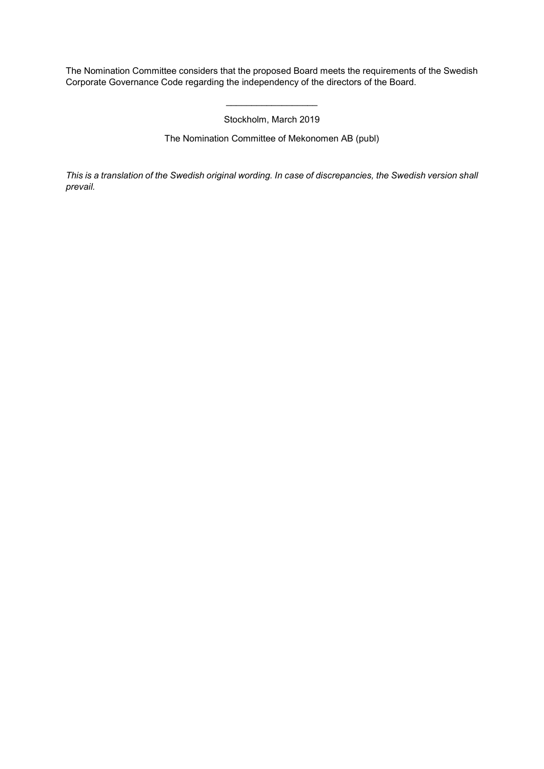The Nomination Committee considers that the proposed Board meets the requirements of the Swedish Corporate Governance Code regarding the independency of the directors of the Board.

\_\_\_\_\_\_\_\_\_\_\_\_\_\_\_\_\_\_

Stockholm, March 2019

The Nomination Committee of Mekonomen AB (publ)

*This is a translation of the Swedish original wording. In case of discrepancies, the Swedish version shall prevail.*